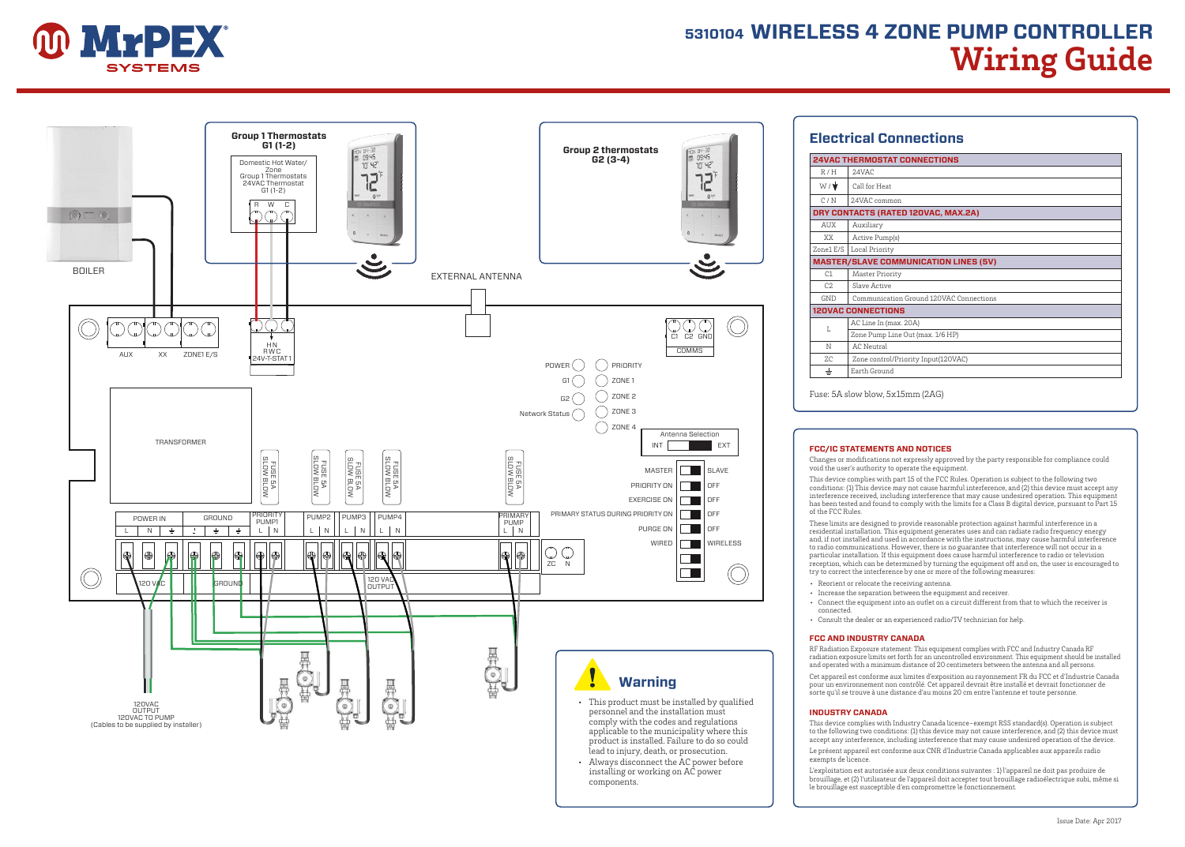# 5310104 WIRELESS 4 ZONE PUMP CONTROLLER

# Wiring Guide

Group 1 Thermostats G1 (1-2)

Domestic Hot Water/ Zone Group 1 Thermostats 24VAC Thermostat G1 (1-2)

R W C

Group 2 thermostats G2 (3-4)

BOILER

EXTERNAL ANTENNA

AUX XX ZONE1 E/S

H N R W C 24V-T-STAT1

C1 C2 GND COMMS

POWER G1 G2 Network Status

PRIORITY ZONE 1 ZONE 2 ZONE 3 ZONE 4

Antenna Selection INT EXT

TRANSFORMER

FUSE 5A SLOW BLOW

MASTER SLAVE
PRIORITY ON OFF
EXERCISE ON OFF
PRIMARY STATUS DURING PRIORITY ON OFF
PURGE ON OFF
WIRED WIRELESS

POWER IN L N ⏚ | GROUND | PRIORITY PUMP1 L N | PUMP2 L N | PUMP3 L N | PUMP4 L N | PRIMARY PUMP L N | ZC N

120 VAC | GROUND | 120 VAC OUTPUT

120VAC OUTPUT 120VAC TO PUMP (Cables to be supplied by installer)

## Warning

- This product must be installed by qualified personnel and the installation must comply with the codes and regulations applicable to the municipality where this product is installed. Failure to do so could lead to injury, death, or prosecution.
- Always disconnect the AC power before installing or working on AC power components.

## Electrical Connections

| **24VAC THERMOSTAT CONNECTIONS** | |
|---|---|
| R / H | 24VAC |
| W / ⬇ | Call for Heat |
| C / N | 24VAC common |
| **DRY CONTACTS (RATED 120VAC, MAX.2A)** | |
| AUX | Auxiliary |
| XX | Active Pump(s) |
| Zone1 E/S | Local Priority |
| **MASTER/SLAVE COMMUNICATION LINES (5V)** | |
| C1 | Master Priority |
| C2 | Slave Active |
| GND | Communication Ground 120VAC Connections |
| **120VAC CONNECTIONS** | |
| L | AC Line In (max. 20A) |
| | Zone Pump Line Out (max. 1/6 HP) |
| N | AC Neutral |
| ZC | Zone control/Priority Input(120VAC) |
| ⏚ | Earth Ground |

Fuse: 5A slow blow, 5x15mm (2AG)

### FCC/IC STATEMENTS AND NOTICES

Changes or modifications not expressly approved by the party responsible for compliance could void the user's authority to operate the equipment.

This device complies with part 15 of the FCC Rules. Operation is subject to the following two conditions: (1) This device may not cause harmful interference, and (2) this device must accept any interference received, including interference that may cause undesired operation. This equipment has been tested and found to comply with the limits for a Class B digital device, pursuant to Part 15 of the FCC Rules.

These limits are designed to provide reasonable protection against harmful interference in a residential installation. This equipment generates uses and can radiate radio frequency energy and, if not installed and used in accordance with the instructions, may cause harmful interference to radio communications. However, there is no guarantee that interference will not occur in a particular installation. If this equipment does cause harmful interference to radio or television reception, which can be determined by turning the equipment off and on, the user is encouraged to try to correct the interference by one or more of the following measures:

- Reorient or relocate the receiving antenna.
- Increase the separation between the equipment and receiver.
- Connect the equipment into an outlet on a circuit different from that to which the receiver is connected.
- Consult the dealer or an experienced radio/TV technician for help.

### FCC AND INDUSTRY CANADA

RF Radiation Exposure statement: This equipment complies with FCC and Industry Canada RF radiation exposure limits set forth for an uncontrolled environment. This equipment should be installed and operated with a minimum distance of 20 centimeters between the antenna and all persons.

Cet appareil est conforme aux limites d'exposition au rayonnement FR du FCC et d'Industrie Canada pour un environnement non contrôlé. Cet appareil devrait être installé et devrait fonctionner de sorte qu'il se trouve à une distance d'au moins 20 cm entre l'antenne et toute personne.

### INDUSTRY CANADA

This device complies with Industry Canada licence-exempt RSS standard(s). Operation is subject to the following two conditions: (1) this device may not cause interference, and (2) this device must accept any interference, including interference that may cause undesired operation of the device.

Le présent appareil est conforme aux CNR d'Industrie Canada applicables aux appareils radio exempts de licence.

L'exploitation est autorisée aux deux conditions suivantes : 1) l'appareil ne doit pas produire de brouillage, et (2) l'utilisateur de l'appareil doit accepter tout brouillage radioélectrique subi, même si le brouillage est susceptible d'en compromettre le fonctionnement.

Issue Date: Apr 2017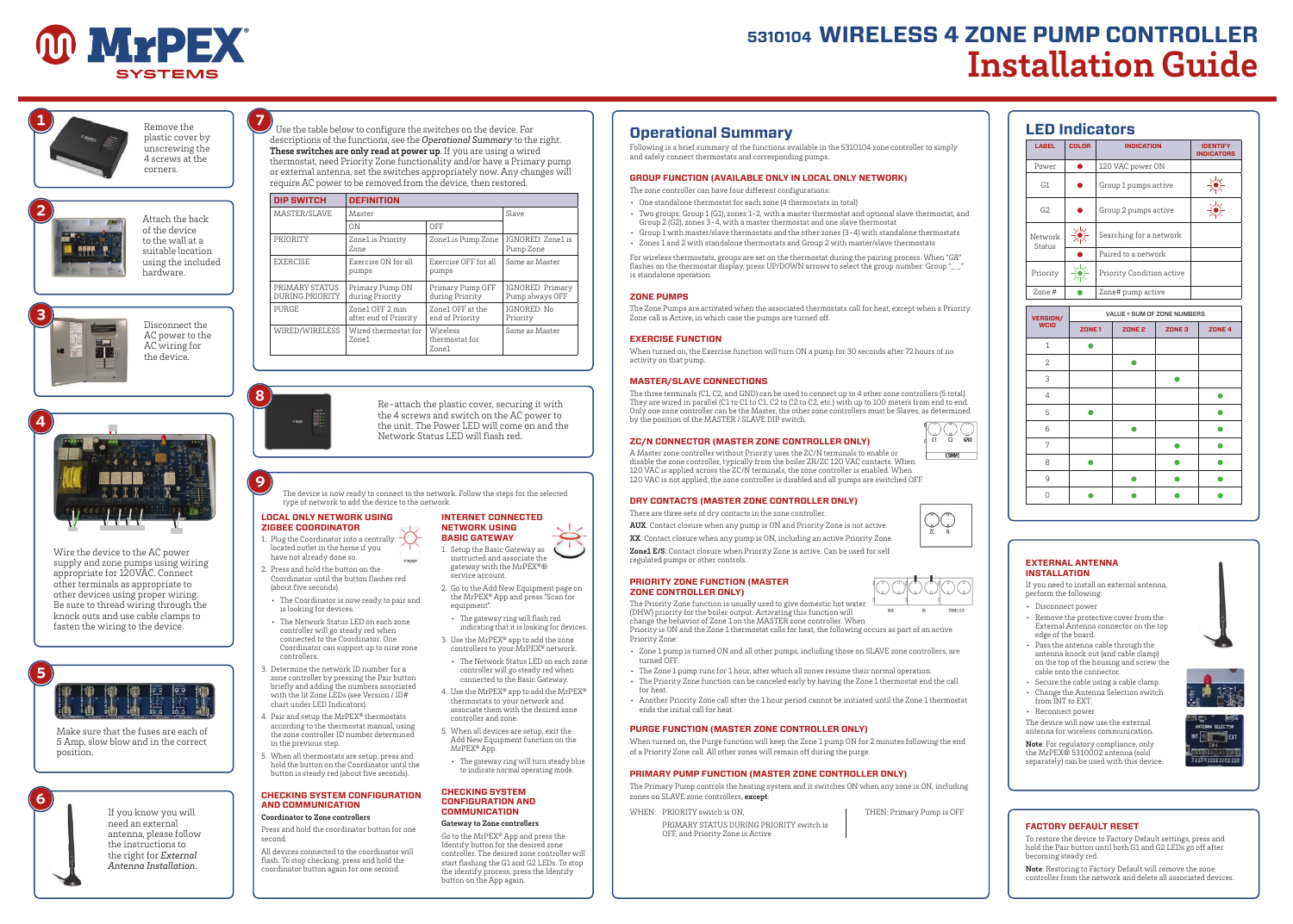# 5310104 WIRELESS 4 ZONE PUMP CONTROLLER Installation Guide

MrPEX® SYSTEMS

**1** Remove the plastic cover by unscrewing the 4 screws at the corners.

**2** Attach the back of the device to the wall at a suitable location using the included hardware.

**3** Disconnect the AC power to the AC wiring for the device.

**4** Wire the device to the AC power supply and zone pumps using wiring appropriate for 120VAC. Connect other terminals as appropriate to other devices using proper wiring. Be sure to thread wiring through the knock outs and use cable clamps to fasten the wiring to the device.

**5** Make sure that the fuses are each of 5 Amp, slow blow and in the correct position.

**6** If you know you will need an external antenna, please follow the instructions to the right for *External Antenna Installation*.

**7** Use the table below to configure the switches on the device. For descriptions of the functions, see the *Operational Summary* to the right. **These switches are only read at power up**. If you are using a wired thermostat, need Priority Zone functionality and/or have a Primary pump or external antenna, set the switches appropriately now. Any changes will require AC power to be removed from the device, then restored.

| DIP SWITCH | DEFINITION | | |
|---|---|---|---|
| MASTER/SLAVE | Master | | Slave |
| | ON | OFF | |
| PRIORITY | Zone1 is Priority Zone | Zone1 is Pump Zone | IGNORED: Zone1 is Pump Zone |
| EXERCISE | Exercise ON for all pumps | Exercise OFF for all pumps | Same as Master |
| PRIMARY STATUS DURING PRIORITY | Primary Pump ON during Priority | Primary Pump OFF during Priority | IGNORED: Primary Pump always OFF |
| PURGE | Zone1 OFF 2 min after end of Priority | Zone1 OFF at the end of Priority | IGNORED: No Priority |
| WIRED/WIRELESS | Wired thermostat for Zone1 | Wireless thermostat for Zone1 | Same as Master |

**8** Re-attach the plastic cover, securing it with the 4 screws and switch on the AC power to the unit. The Power LED will come on and the Network Status LED will flash red.

**9** The device is now ready to connect to the network. Follow the steps for the selected type of network to add the device to the network.

### LOCAL ONLY NETWORK USING ZIGBEE COORDINATOR

1. Plug the Coordinator into a centrally located outlet in the home if you have not already done so.
2. Press and hold the button on the Coordinator until the button flashes red (about five seconds).
   - The Coordinator is now ready to pair and is looking for devices.
   - The Network Status LED on each zone controller will go steady red when connected to the Coordinator. One Coordinator can support up to nine zone controllers.
3. Determine the network ID number for a zone controller by pressing the Pair button briefly and adding the numbers associated with the lit Zone LEDs (see Version / ID# chart under LED Indicators).
4. Pair and setup the MrPEX® thermostats according to the thermostat manual, using the zone controller ID number determined in the previous step.
5. When all thermostats are setup, press and hold the button on the Coordinator until the button is steady red (about five seconds).

### INTERNET CONNECTED NETWORK USING BASIC GATEWAY

1. Setup the Basic Gateway as instructed and associate the gateway with the MrPEX®® service account.
2. Go to the Add New Equipment page on the MrPEX® App and press "Scan for equipment".
   - The gateway ring will flash red indicating that it is looking for devices.
3. Use the MrPEX® app to add the zone controllers to your MrPEX® network.
   - The Network Status LED on each zone controller will go steady red when connected to the Basic Gateway.
4. Use the MrPEX® app to add the MrPEX® thermostats to your network and associate them with the desired zone controller and zone.
5. When all devices are setup, exit the Add New Equipment function on the MrPEX® App.
   - The gateway ring will turn steady blue to indicate normal operating mode.

### CHECKING SYSTEM CONFIGURATION AND COMMUNICATION

**Coordinator to Zone controllers**

Press and hold the coordinator button for one second.

All devices connected to the coordinator will flash. To stop checking, press and hold the coordinator button again for one second.

### CHECKING SYSTEM CONFIGURATION AND COMMUNICATION

**Gateway to Zone controllers**

Go to the MrPEX® App and press the Identify button for the desired zone controller. The desired zone controller will start flashing the G1 and G2 LEDs. To stop the identify process, press the Identify button on the App again.

## Operational Summary

Following is a brief summary of the functions available in the 5310104 zone controller to simply and safely connect thermostats and corresponding pumps.

### GROUP FUNCTION (AVAILABLE ONLY IN LOCAL ONLY NETWORK)

The zone controller can have four different configurations:

- One standalone thermostat for each zone (4 thermostats in total)
- Two groups: Group 1 (G1), zones 1-2, with a master thermostat and optional slave thermostat, and Group 2 (G2), zones 3-4, with a master thermostat and one slave thermostat
- Group 1 with master/slave thermostats and the other zones (3-4) with standalone thermostats
- Zones 1 and 2 with standalone thermostats and Group 2 with master/slave thermostats

For wireless thermostats, groups are set on the thermostat during the pairing process. When "GR" flashes on the thermostat display, press UP/DOWN arrows to select the group number. Group "_ _" is standalone operation.

### ZONE PUMPS

The Zone Pumps are activated when the associated thermostats call for heat, except when a Priority Zone call is Active, in which case the pumps are turned off.

### EXERCISE FUNCTION

When turned on, the Exercise function will turn ON a pump for 30 seconds after 72 hours of no activity on that pump.

### MASTER/SLAVE CONNECTIONS

The three terminals (C1, C2, and GND) can be used to connect up to 4 other zone controllers (5 total). They are wired in parallel (C1 to C1, C2 to C2 to C2, etc.) with up to 100 meters from end to end. Only one zone controller can be the Master, the other zone controllers must be Slaves, as determined by the position of the MASTER / SLAVE DIP switch.

C1 C2 GND
COMMS

### ZC/N CONNECTOR (MASTER ZONE CONTROLLER ONLY)

A Master zone controller without Priority uses the ZC/N terminals to enable or disable the zone controller, typically from the boiler ZR/ZC 120 VAC contacts. When 120 VAC is applied across the ZC/N terminals, the zone controller is enabled. When 120 VAC is not applied, the zone controller is disabled and all pumps are switched OFF.

ZC N

### DRY CONTACTS (MASTER ZONE CONTROLLER ONLY)

There are three sets of dry contacts in the zone controller.

**AUX**: Contact closure when any pump is ON and Priority Zone is not active.

**XX**: Contact closure when any pump is ON, including an active Priority Zone.

**Zone1 E/S**: Contact closure when Priority Zone is active. Can be used for self regulated pumps or other controls.

AUX XX ZONE1 E/S

### PRIORITY ZONE FUNCTION (MASTER ZONE CONTROLLER ONLY)

The Priority Zone function is usually used to give domestic hot water (DHW) priority for the boiler output. Activating this function will change the behavior of Zone 1 on the MASTER zone controller. When Priority is ON and the Zone 1 thermostat calls for heat, the following occurs as part of an active Priority Zone:

- Zone 1 pump is turned ON and all other pumps, including those on SLAVE zone controllers, are turned OFF.
- The Zone 1 pump runs for 1 hour, after which all zones resume their normal operation.
- The Priority Zone function can be canceled early by having the Zone 1 thermostat end the call for heat.
- Another Priority Zone call after the 1 hour period cannot be initiated until the Zone 1 thermostat ends the initial call for heat.

### PURGE FUNCTION (MASTER ZONE CONTROLLER ONLY)

When turned on, the Purge function will keep the Zone 1 pump ON for 2 minutes following the end of a Priority Zone call. All other zones will remain off during the purge.

### PRIMARY PUMP FUNCTION (MASTER ZONE CONTROLLER ONLY)

The Primary Pump controls the heating system and it switches ON when any zone is ON, including zones on SLAVE zone controllers, **except**:

WHEN: PRIORITY switch is ON, PRIMARY STATUS DURING PRIORITY switch is OFF, and Priority Zone is Active

THEN: Primary Pump is OFF

## LED Indicators

| LABEL | COLOR | INDICATION | IDENTIFY INDICATORS |
|---|---|---|---|
| Power | ● | 120 VAC power ON | |
| G1 | ● | Group 1 pumps active | flashing |
| G2 | ● | Group 2 pumps active | flashing |
| Network Status | flashing | Searching for a network | |
| | ● | Paired to a network | |
| Priority | flashing | Priority Condition active | |
| Zone # | ● | Zone# pump active | |

| VERSION/ WCID | VALUE = SUM OF ZONE NUMBERS | | | |
|---|---|---|---|---|
| | ZONE 1 | ZONE 2 | ZONE 3 | ZONE 4 |
| 1 | ● | | | |
| 2 | | ● | | |
| 3 | | | ● | |
| 4 | | | | ● |
| 5 | ● | | | ● |
| 6 | | ● | | ● |
| 7 | | | ● | ● |
| 8 | ● | | ● | ● |
| 9 | | ● | ● | ● |
| 0 | ● | ● | ● | ● |

### EXTERNAL ANTENNA INSTALLATION

If you need to install an external antenna, perform the following:

- Disconnect power
- Remove the protective cover from the External Antenna connector on the top edge of the board.
- Pass the antenna cable through the antenna knock out (and cable clamp) on the top of the housing and screw the cable onto the connector.
- Secure the cable using a cable clamp.
- Change the Antenna Selection switch from INT to EXT.
- Reconnect power

The device will now use the external antenna for wireless communication.

**Note**: For regulatory compliance, only the MrPEX® 5310002 antenna (sold separately) can be used with this device.

### FACTORY DEFAULT RESET

To restore the device to Factory Default settings, press and hold the Pair button until both G1 and G2 LEDs go off after becoming steady red.

**Note**: Restoring to Factory Default will remove the zone controller from the network and delete all associated devices.